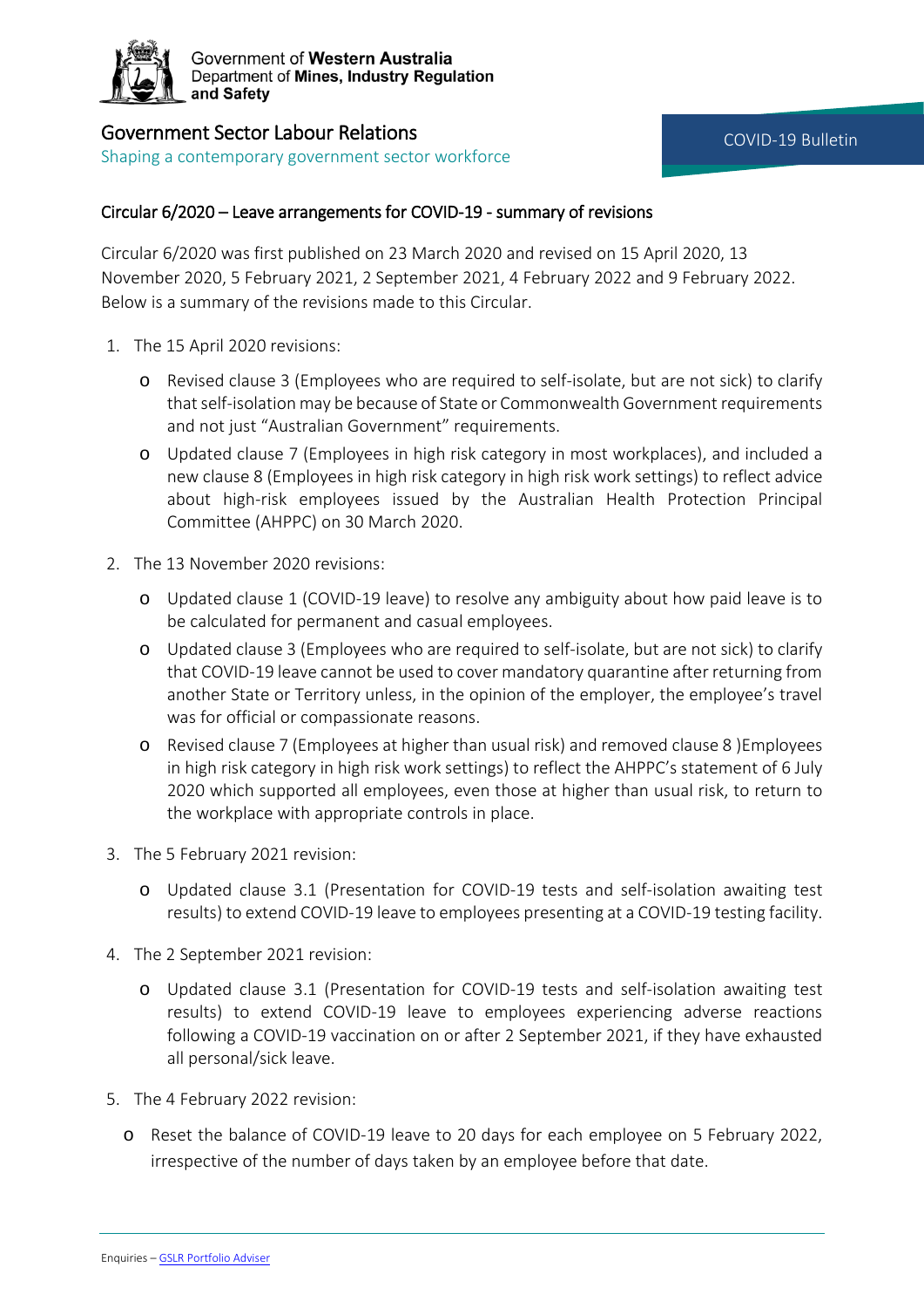Government of **Western Australia**
Department of **Mines, Industry Regulation and Safety**

## Government Sector Labour Relations

Shaping a contemporary government sector workforce

COVID-19 Bulletin

### Circular 6/2020 – Leave arrangements for COVID-19 - summary of revisions

Circular 6/2020 was first published on 23 March 2020 and revised on 15 April 2020, 13 November 2020, 5 February 2021, 2 September 2021, 4 February 2022 and 9 February 2022. Below is a summary of the revisions made to this Circular.

1. The 15 April 2020 revisions:
   - Revised clause 3 (Employees who are required to self-isolate, but are not sick) to clarify that self-isolation may be because of State or Commonwealth Government requirements and not just "Australian Government" requirements.
   - Updated clause 7 (Employees in high risk category in most workplaces), and included a new clause 8 (Employees in high risk category in high risk work settings) to reflect advice about high-risk employees issued by the Australian Health Protection Principal Committee (AHPPC) on 30 March 2020.
2. The 13 November 2020 revisions:
   - Updated clause 1 (COVID-19 leave) to resolve any ambiguity about how paid leave is to be calculated for permanent and casual employees.
   - Updated clause 3 (Employees who are required to self-isolate, but are not sick) to clarify that COVID-19 leave cannot be used to cover mandatory quarantine after returning from another State or Territory unless, in the opinion of the employer, the employee's travel was for official or compassionate reasons.
   - Revised clause 7 (Employees at higher than usual risk) and removed clause 8 )Employees in high risk category in high risk work settings) to reflect the AHPPC's statement of 6 July 2020 which supported all employees, even those at higher than usual risk, to return to the workplace with appropriate controls in place.
3. The 5 February 2021 revision:
   - Updated clause 3.1 (Presentation for COVID-19 tests and self-isolation awaiting test results) to extend COVID-19 leave to employees presenting at a COVID-19 testing facility.
4. The 2 September 2021 revision:
   - Updated clause 3.1 (Presentation for COVID-19 tests and self-isolation awaiting test results) to extend COVID-19 leave to employees experiencing adverse reactions following a COVID-19 vaccination on or after 2 September 2021, if they have exhausted all personal/sick leave.
5. The 4 February 2022 revision:
   - Reset the balance of COVID-19 leave to 20 days for each employee on 5 February 2022, irrespective of the number of days taken by an employee before that date.

Enquiries – GSLR Portfolio Adviser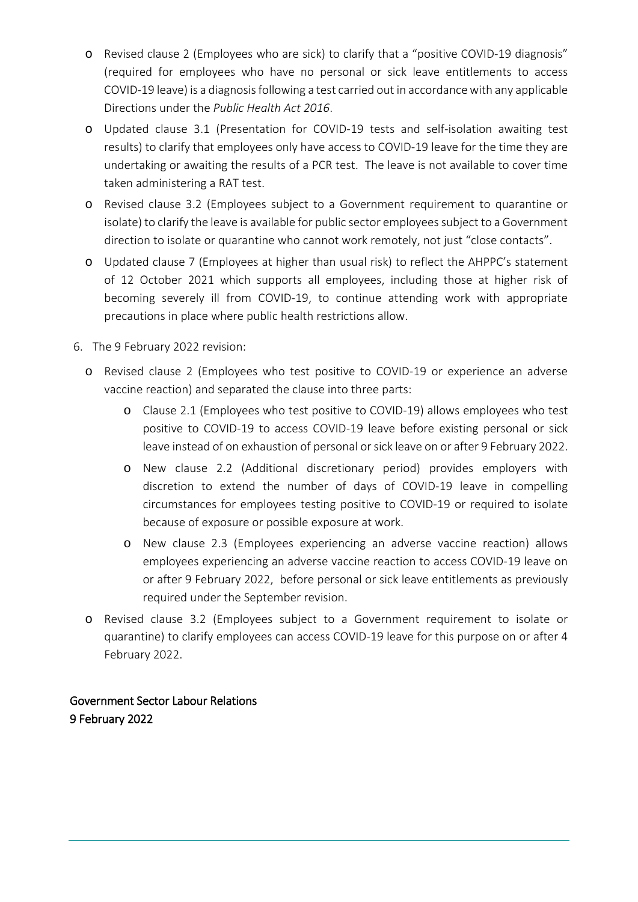- Revised clause 2 (Employees who are sick) to clarify that a "positive COVID-19 diagnosis" (required for employees who have no personal or sick leave entitlements to access COVID-19 leave) is a diagnosis following a test carried out in accordance with any applicable Directions under the *Public Health Act 2016*.
- Updated clause 3.1 (Presentation for COVID-19 tests and self-isolation awaiting test results) to clarify that employees only have access to COVID-19 leave for the time they are undertaking or awaiting the results of a PCR test. The leave is not available to cover time taken administering a RAT test.
- Revised clause 3.2 (Employees subject to a Government requirement to quarantine or isolate) to clarify the leave is available for public sector employees subject to a Government direction to isolate or quarantine who cannot work remotely, not just "close contacts".
- Updated clause 7 (Employees at higher than usual risk) to reflect the AHPPC's statement of 12 October 2021 which supports all employees, including those at higher risk of becoming severely ill from COVID-19, to continue attending work with appropriate precautions in place where public health restrictions allow.

6. The 9 February 2022 revision:
   - Revised clause 2 (Employees who test positive to COVID-19 or experience an adverse vaccine reaction) and separated the clause into three parts:
     - Clause 2.1 (Employees who test positive to COVID-19) allows employees who test positive to COVID-19 to access COVID-19 leave before existing personal or sick leave instead of on exhaustion of personal or sick leave on or after 9 February 2022.
     - New clause 2.2 (Additional discretionary period) provides employers with discretion to extend the number of days of COVID-19 leave in compelling circumstances for employees testing positive to COVID-19 or required to isolate because of exposure or possible exposure at work.
     - New clause 2.3 (Employees experiencing an adverse vaccine reaction) allows employees experiencing an adverse vaccine reaction to access COVID-19 leave on or after 9 February 2022, before personal or sick leave entitlements as previously required under the September revision.
   - Revised clause 3.2 (Employees subject to a Government requirement to isolate or quarantine) to clarify employees can access COVID-19 leave for this purpose on or after 4 February 2022.

Government Sector Labour Relations
9 February 2022